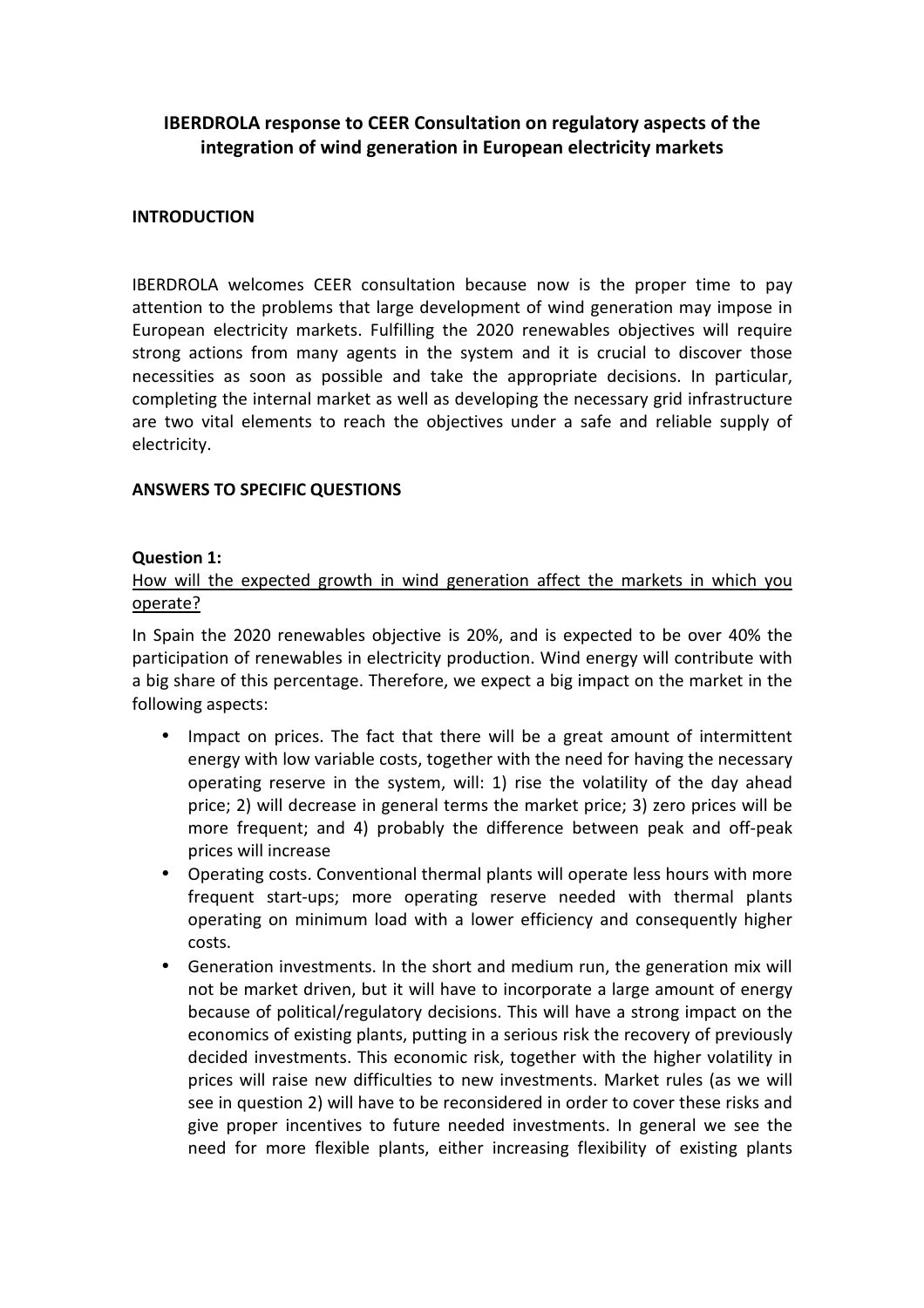# IBERDROLA response to CEER Consultation on regulatory aspects of the integration of wind generation in European electricity markets

## INTRODUCTION

IBERDROLA welcomes CEER consultation because now is the proper time to pay attention to the problems that large development of wind generation may impose in European electricity markets. Fulfilling the 2020 renewables objectives will require strong actions from many agents in the system and it is crucial to discover those necessities as soon as possible and take the appropriate decisions. In particular, completing the internal market as well as developing the necessary grid infrastructure are two vital elements to reach the objectives under a safe and reliable supply of electricity.

## ANSWERS TO SPECIFIC QUESTIONS

### Question 1:

How will the expected growth in wind generation affect the markets in which you operate?

In Spain the 2020 renewables objective is 20%, and is expected to be over 40% the participation of renewables in electricity production. Wind energy will contribute with a big share of this percentage. Therefore, we expect a big impact on the market in the following aspects:

- Impact on prices. The fact that there will be a great amount of intermittent energy with low variable costs, together with the need for having the necessary operating reserve in the system, will: 1) rise the volatility of the day ahead price; 2) will decrease in general terms the market price; 3) zero prices will be more frequent; and 4) probably the difference between peak and off-peak prices will increase
- Operating costs. Conventional thermal plants will operate less hours with more frequent start-ups; more operating reserve needed with thermal plants operating on minimum load with a lower efficiency and consequently higher costs.
- Generation investments. In the short and medium run, the generation mix will not be market driven, but it will have to incorporate a large amount of energy because of political/regulatory decisions. This will have a strong impact on the economics of existing plants, putting in a serious risk the recovery of previously decided investments. This economic risk, together with the higher volatility in prices will raise new difficulties to new investments. Market rules (as we will see in question 2) will have to be reconsidered in order to cover these risks and give proper incentives to future needed investments. In general we see the need for more flexible plants, either increasing flexibility of existing plants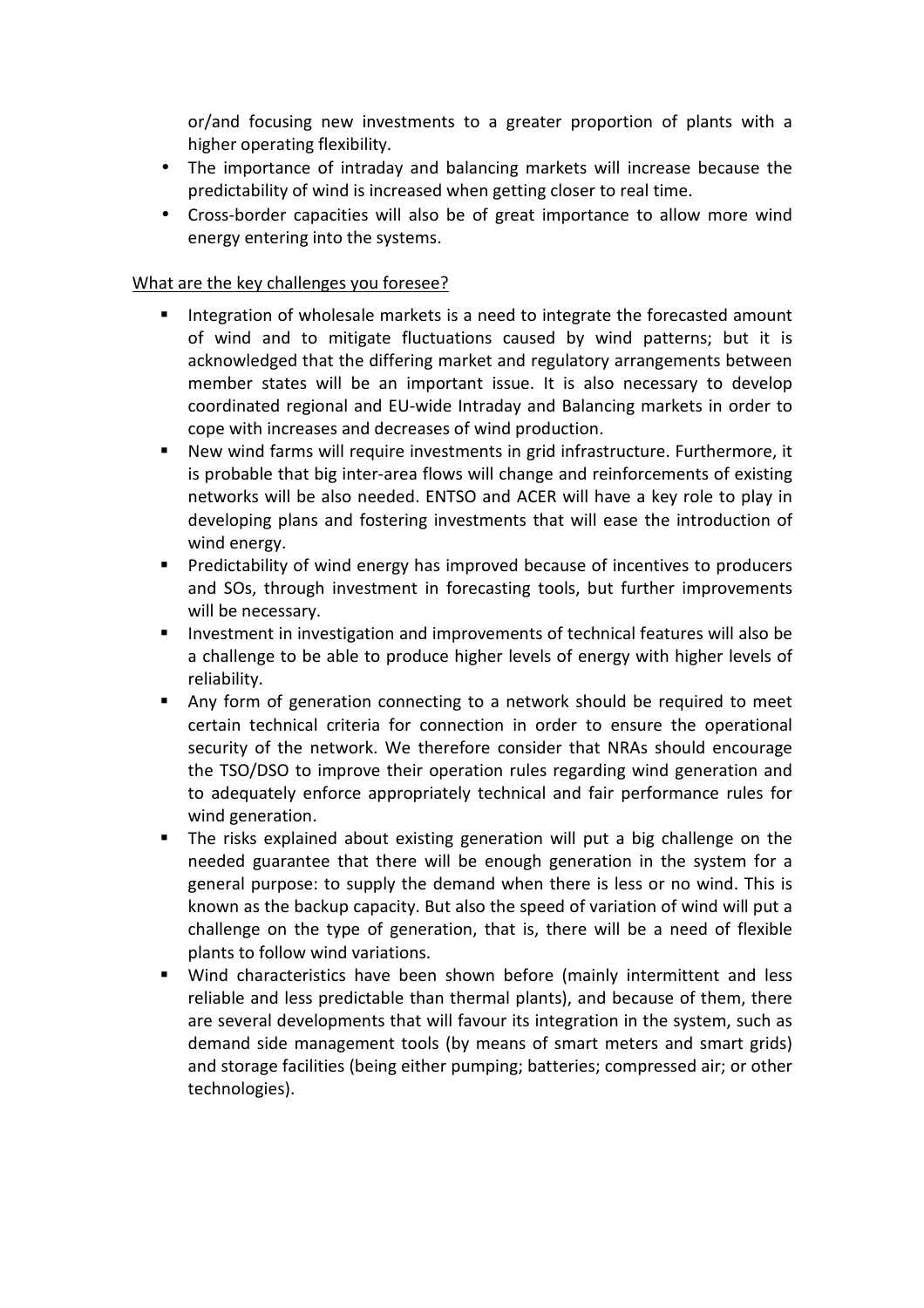or/and focusing new investments to a greater proportion of plants with a higher operating flexibility.

- The importance of intraday and balancing markets will increase because the predictability of wind is increased when getting closer to real time.
- Cross-border capacities will also be of great importance to allow more wind energy entering into the systems.

What are the key challenges you foresee?

- Integration of wholesale markets is a need to integrate the forecasted amount of wind and to mitigate fluctuations caused by wind patterns; but it is acknowledged that the differing market and regulatory arrangements between member states will be an important issue. It is also necessary to develop coordinated regional and EU-wide Intraday and Balancing markets in order to cope with increases and decreases of wind production.
- New wind farms will require investments in grid infrastructure. Furthermore, it is probable that big inter-area flows will change and reinforcements of existing networks will be also needed. ENTSO and ACER will have a key role to play in developing plans and fostering investments that will ease the introduction of wind energy.
- Predictability of wind energy has improved because of incentives to producers and SOs, through investment in forecasting tools, but further improvements will be necessary.
- Investment in investigation and improvements of technical features will also be a challenge to be able to produce higher levels of energy with higher levels of reliability.
- Any form of generation connecting to a network should be required to meet certain technical criteria for connection in order to ensure the operational security of the network. We therefore consider that NRAs should encourage the TSO/DSO to improve their operation rules regarding wind generation and to adequately enforce appropriately technical and fair performance rules for wind generation.
- The risks explained about existing generation will put a big challenge on the needed guarantee that there will be enough generation in the system for a general purpose: to supply the demand when there is less or no wind. This is known as the backup capacity. But also the speed of variation of wind will put a challenge on the type of generation, that is, there will be a need of flexible plants to follow wind variations.
- Wind characteristics have been shown before (mainly intermittent and less reliable and less predictable than thermal plants), and because of them, there are several developments that will favour its integration in the system, such as demand side management tools (by means of smart meters and smart grids) and storage facilities (being either pumping; batteries; compressed air; or other technologies).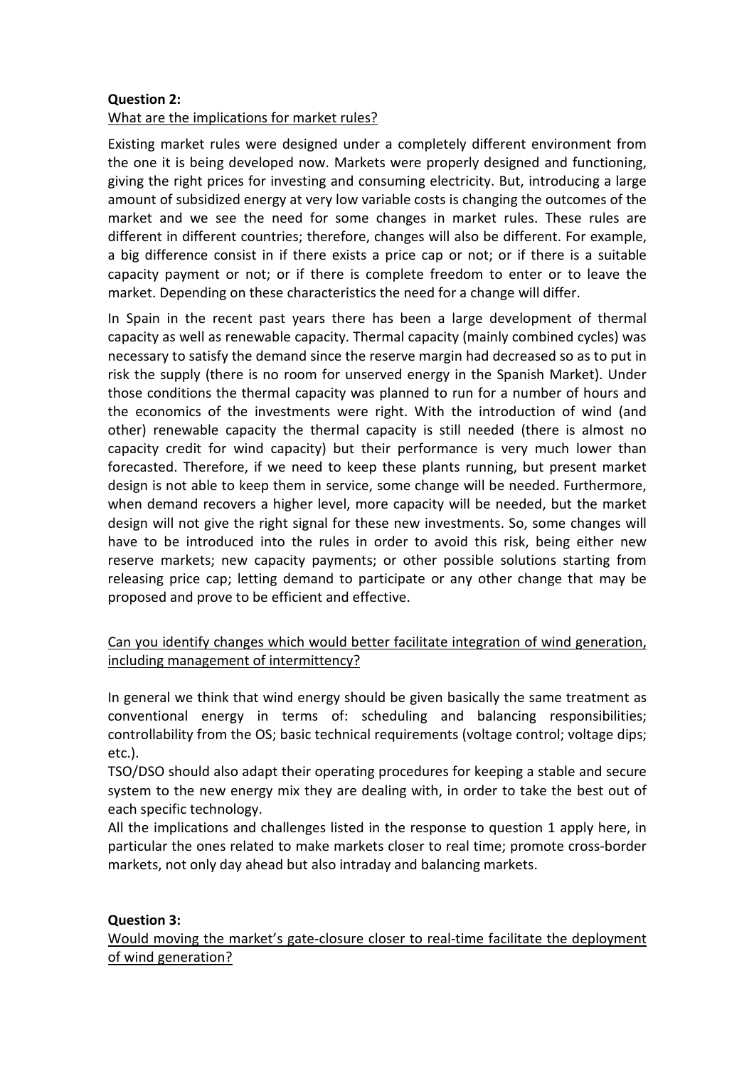**Question 2:**

What are the implications for market rules?

Existing market rules were designed under a completely different environment from the one it is being developed now. Markets were properly designed and functioning, giving the right prices for investing and consuming electricity. But, introducing a large amount of subsidized energy at very low variable costs is changing the outcomes of the market and we see the need for some changes in market rules. These rules are different in different countries; therefore, changes will also be different. For example, a big difference consist in if there exists a price cap or not; or if there is a suitable capacity payment or not; or if there is complete freedom to enter or to leave the market. Depending on these characteristics the need for a change will differ.

In Spain in the recent past years there has been a large development of thermal capacity as well as renewable capacity. Thermal capacity (mainly combined cycles) was necessary to satisfy the demand since the reserve margin had decreased so as to put in risk the supply (there is no room for unserved energy in the Spanish Market). Under those conditions the thermal capacity was planned to run for a number of hours and the economics of the investments were right. With the introduction of wind (and other) renewable capacity the thermal capacity is still needed (there is almost no capacity credit for wind capacity) but their performance is very much lower than forecasted. Therefore, if we need to keep these plants running, but present market design is not able to keep them in service, some change will be needed. Furthermore, when demand recovers a higher level, more capacity will be needed, but the market design will not give the right signal for these new investments. So, some changes will have to be introduced into the rules in order to avoid this risk, being either new reserve markets; new capacity payments; or other possible solutions starting from releasing price cap; letting demand to participate or any other change that may be proposed and prove to be efficient and effective.

Can you identify changes which would better facilitate integration of wind generation, including management of intermittency?

In general we think that wind energy should be given basically the same treatment as conventional energy in terms of: scheduling and balancing responsibilities; controllability from the OS; basic technical requirements (voltage control; voltage dips; etc.).

TSO/DSO should also adapt their operating procedures for keeping a stable and secure system to the new energy mix they are dealing with, in order to take the best out of each specific technology.

All the implications and challenges listed in the response to question 1 apply here, in particular the ones related to make markets closer to real time; promote cross-border markets, not only day ahead but also intraday and balancing markets.

**Question 3:**

Would moving the market's gate-closure closer to real-time facilitate the deployment of wind generation?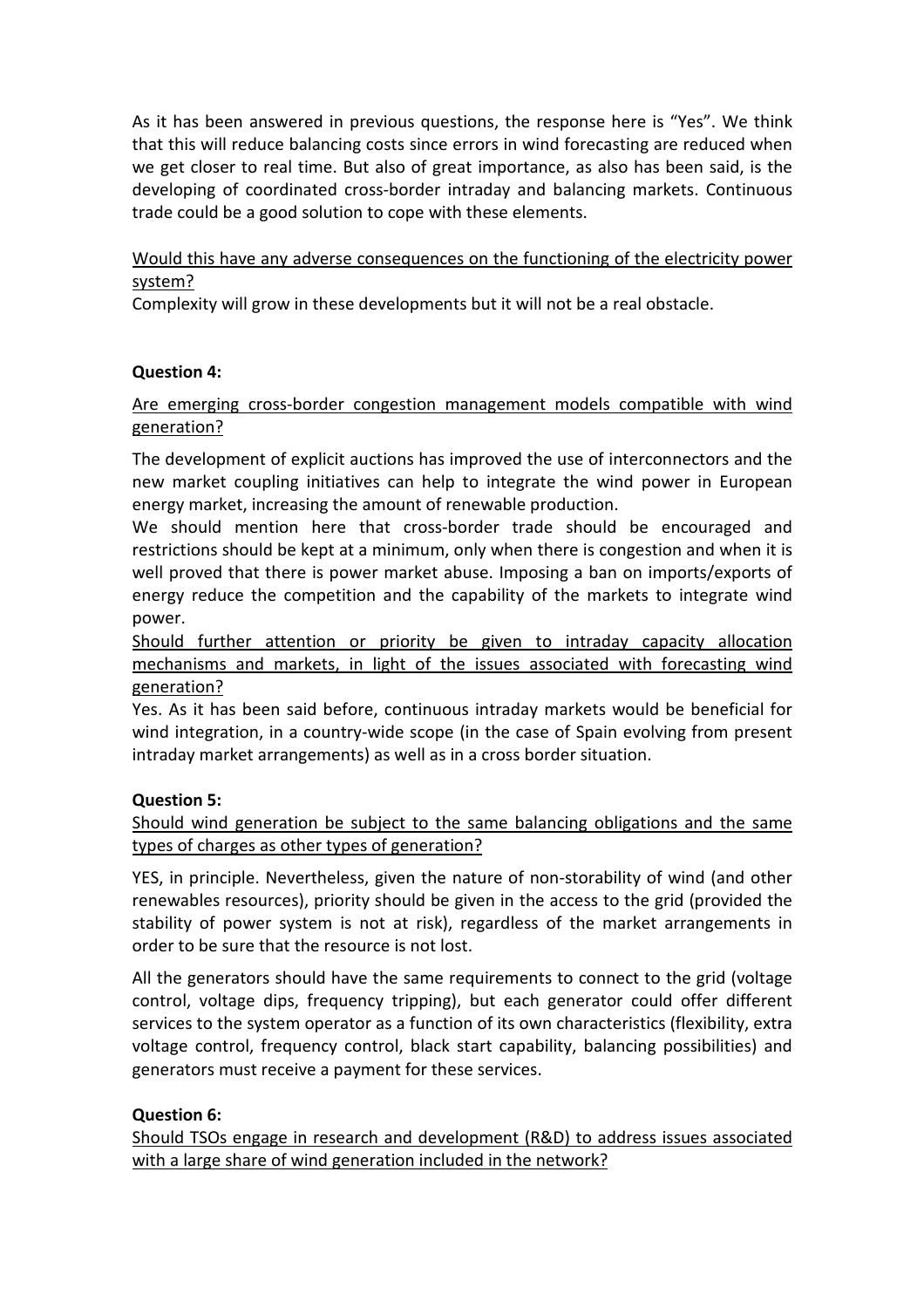As it has been answered in previous questions, the response here is "Yes". We think that this will reduce balancing costs since errors in wind forecasting are reduced when we get closer to real time. But also of great importance, as also has been said, is the developing of coordinated cross-border intraday and balancing markets. Continuous trade could be a good solution to cope with these elements.

<u>Would this have any adverse consequences on the functioning of the electricity power system?</u>

Complexity will grow in these developments but it will not be a real obstacle.

**Question 4:**

<u>Are emerging cross-border congestion management models compatible with wind generation?</u>

The development of explicit auctions has improved the use of interconnectors and the new market coupling initiatives can help to integrate the wind power in European energy market, increasing the amount of renewable production.

We should mention here that cross-border trade should be encouraged and restrictions should be kept at a minimum, only when there is congestion and when it is well proved that there is power market abuse. Imposing a ban on imports/exports of energy reduce the competition and the capability of the markets to integrate wind power.

<u>Should further attention or priority be given to intraday capacity allocation mechanisms and markets, in light of the issues associated with forecasting wind generation?</u>

Yes. As it has been said before, continuous intraday markets would be beneficial for wind integration, in a country-wide scope (in the case of Spain evolving from present intraday market arrangements) as well as in a cross border situation.

**Question 5:**

<u>Should wind generation be subject to the same balancing obligations and the same types of charges as other types of generation?</u>

YES, in principle. Nevertheless, given the nature of non-storability of wind (and other renewables resources), priority should be given in the access to the grid (provided the stability of power system is not at risk), regardless of the market arrangements in order to be sure that the resource is not lost.

All the generators should have the same requirements to connect to the grid (voltage control, voltage dips, frequency tripping), but each generator could offer different services to the system operator as a function of its own characteristics (flexibility, extra voltage control, frequency control, black start capability, balancing possibilities) and generators must receive a payment for these services.

**Question 6:**

<u>Should TSOs engage in research and development (R&D) to address issues associated with a large share of wind generation included in the network?</u>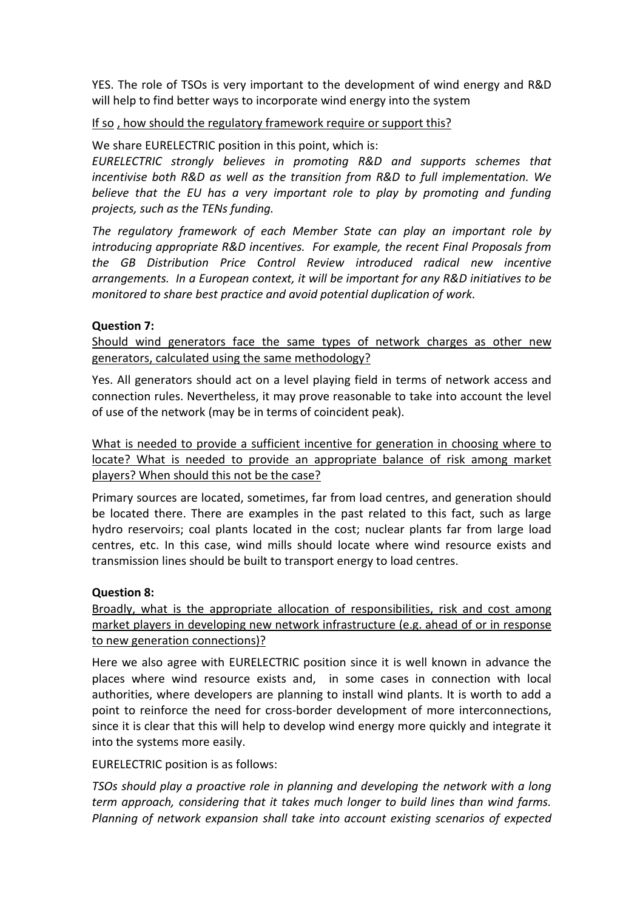YES. The role of TSOs is very important to the development of wind energy and R&D will help to find better ways to incorporate wind energy into the system

<u>If so , how should the regulatory framework require or support this?</u>

We share EURELECTRIC position in this point, which is:

*EURELECTRIC strongly believes in promoting R&D and supports schemes that incentivise both R&D as well as the transition from R&D to full implementation. We believe that the EU has a very important role to play by promoting and funding projects, such as the TENs funding.*

*The regulatory framework of each Member State can play an important role by introducing appropriate R&D incentives. For example, the recent Final Proposals from the GB Distribution Price Control Review introduced radical new incentive arrangements. In a European context, it will be important for any R&D initiatives to be monitored to share best practice and avoid potential duplication of work.*

**Question 7:**

<u>Should wind generators face the same types of network charges as other new generators, calculated using the same methodology?</u>

Yes. All generators should act on a level playing field in terms of network access and connection rules. Nevertheless, it may prove reasonable to take into account the level of use of the network (may be in terms of coincident peak).

<u>What is needed to provide a sufficient incentive for generation in choosing where to locate? What is needed to provide an appropriate balance of risk among market players? When should this not be the case?</u>

Primary sources are located, sometimes, far from load centres, and generation should be located there. There are examples in the past related to this fact, such as large hydro reservoirs; coal plants located in the cost; nuclear plants far from large load centres, etc. In this case, wind mills should locate where wind resource exists and transmission lines should be built to transport energy to load centres.

**Question 8:**

<u>Broadly, what is the appropriate allocation of responsibilities, risk and cost among market players in developing new network infrastructure (e.g. ahead of or in response to new generation connections)?</u>

Here we also agree with EURELECTRIC position since it is well known in advance the places where wind resource exists and, in some cases in connection with local authorities, where developers are planning to install wind plants. It is worth to add a point to reinforce the need for cross-border development of more interconnections, since it is clear that this will help to develop wind energy more quickly and integrate it into the systems more easily.

EURELECTRIC position is as follows:

*TSOs should play a proactive role in planning and developing the network with a long term approach, considering that it takes much longer to build lines than wind farms. Planning of network expansion shall take into account existing scenarios of expected*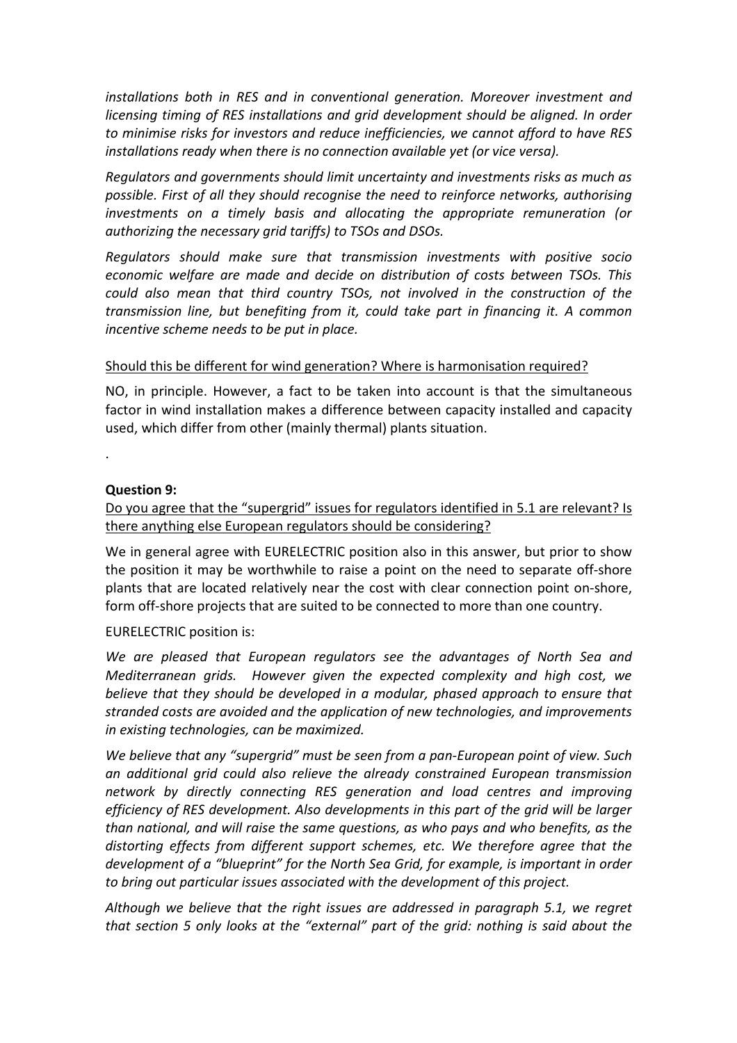*installations both in RES and in conventional generation. Moreover investment and licensing timing of RES installations and grid development should be aligned. In order to minimise risks for investors and reduce inefficiencies, we cannot afford to have RES installations ready when there is no connection available yet (or vice versa).*

*Regulators and governments should limit uncertainty and investments risks as much as possible. First of all they should recognise the need to reinforce networks, authorising investments on a timely basis and allocating the appropriate remuneration (or authorizing the necessary grid tariffs) to TSOs and DSOs.*

*Regulators should make sure that transmission investments with positive socio economic welfare are made and decide on distribution of costs between TSOs. This could also mean that third country TSOs, not involved in the construction of the transmission line, but benefiting from it, could take part in financing it. A common incentive scheme needs to be put in place.*

<u>Should this be different for wind generation? Where is harmonisation required?</u>

NO, in principle. However, a fact to be taken into account is that the simultaneous factor in wind installation makes a difference between capacity installed and capacity used, which differ from other (mainly thermal) plants situation.

.

**Question 9:**

<u>Do you agree that the "supergrid" issues for regulators identified in 5.1 are relevant? Is there anything else European regulators should be considering?</u>

We in general agree with EURELECTRIC position also in this answer, but prior to show the position it may be worthwhile to raise a point on the need to separate off-shore plants that are located relatively near the cost with clear connection point on-shore, form off-shore projects that are suited to be connected to more than one country.

EURELECTRIC position is:

*We are pleased that European regulators see the advantages of North Sea and Mediterranean grids. However given the expected complexity and high cost, we believe that they should be developed in a modular, phased approach to ensure that stranded costs are avoided and the application of new technologies, and improvements in existing technologies, can be maximized.*

*We believe that any "supergrid" must be seen from a pan-European point of view. Such an additional grid could also relieve the already constrained European transmission network by directly connecting RES generation and load centres and improving efficiency of RES development. Also developments in this part of the grid will be larger than national, and will raise the same questions, as who pays and who benefits, as the distorting effects from different support schemes, etc. We therefore agree that the development of a "blueprint" for the North Sea Grid, for example, is important in order to bring out particular issues associated with the development of this project.*

*Although we believe that the right issues are addressed in paragraph 5.1, we regret that section 5 only looks at the "external" part of the grid: nothing is said about the*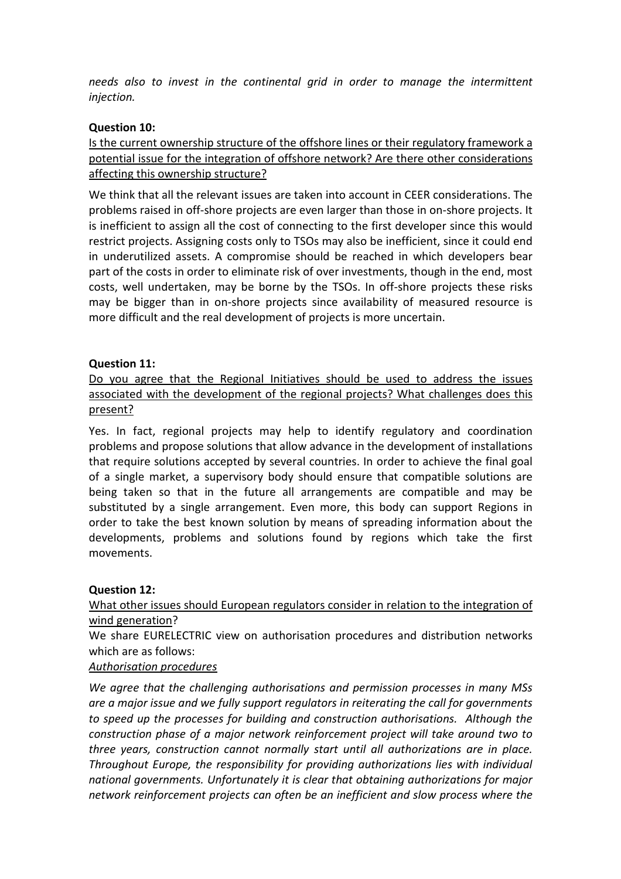*needs also to invest in the continental grid in order to manage the intermittent injection.*

**Question 10:**

Is the current ownership structure of the offshore lines or their regulatory framework a potential issue for the integration of offshore network? Are there other considerations affecting this ownership structure?

We think that all the relevant issues are taken into account in CEER considerations. The problems raised in off-shore projects are even larger than those in on-shore projects. It is inefficient to assign all the cost of connecting to the first developer since this would restrict projects. Assigning costs only to TSOs may also be inefficient, since it could end in underutilized assets. A compromise should be reached in which developers bear part of the costs in order to eliminate risk of over investments, though in the end, most costs, well undertaken, may be borne by the TSOs. In off-shore projects these risks may be bigger than in on-shore projects since availability of measured resource is more difficult and the real development of projects is more uncertain.

**Question 11:**

Do you agree that the Regional Initiatives should be used to address the issues associated with the development of the regional projects? What challenges does this present?

Yes. In fact, regional projects may help to identify regulatory and coordination problems and propose solutions that allow advance in the development of installations that require solutions accepted by several countries. In order to achieve the final goal of a single market, a supervisory body should ensure that compatible solutions are being taken so that in the future all arrangements are compatible and may be substituted by a single arrangement. Even more, this body can support Regions in order to take the best known solution by means of spreading information about the developments, problems and solutions found by regions which take the first movements.

**Question 12:**

What other issues should European regulators consider in relation to the integration of wind generation?

We share EURELECTRIC view on authorisation procedures and distribution networks which are as follows:

*Authorisation procedures*

*We agree that the challenging authorisations and permission processes in many MSs are a major issue and we fully support regulators in reiterating the call for governments to speed up the processes for building and construction authorisations. Although the construction phase of a major network reinforcement project will take around two to three years, construction cannot normally start until all authorizations are in place. Throughout Europe, the responsibility for providing authorizations lies with individual national governments. Unfortunately it is clear that obtaining authorizations for major network reinforcement projects can often be an inefficient and slow process where the*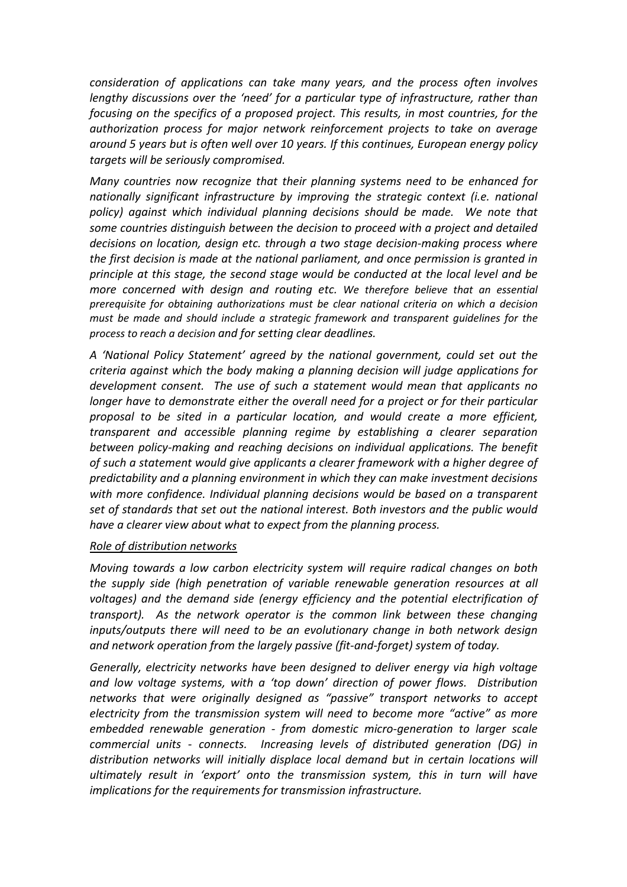*consideration of applications can take many years, and the process often involves lengthy discussions over the 'need' for a particular type of infrastructure, rather than focusing on the specifics of a proposed project. This results, in most countries, for the authorization process for major network reinforcement projects to take on average around 5 years but is often well over 10 years. If this continues, European energy policy targets will be seriously compromised.*

*Many countries now recognize that their planning systems need to be enhanced for nationally significant infrastructure by improving the strategic context (i.e. national policy) against which individual planning decisions should be made. We note that some countries distinguish between the decision to proceed with a project and detailed decisions on location, design etc. through a two stage decision-making process where the first decision is made at the national parliament, and once permission is granted in principle at this stage, the second stage would be conducted at the local level and be more concerned with design and routing etc. We therefore believe that an essential prerequisite for obtaining authorizations must be clear national criteria on which a decision must be made and should include a strategic framework and transparent guidelines for the process to reach a decision and for setting clear deadlines.*

*A 'National Policy Statement' agreed by the national government, could set out the criteria against which the body making a planning decision will judge applications for development consent. The use of such a statement would mean that applicants no longer have to demonstrate either the overall need for a project or for their particular proposal to be sited in a particular location, and would create a more efficient, transparent and accessible planning regime by establishing a clearer separation between policy-making and reaching decisions on individual applications. The benefit of such a statement would give applicants a clearer framework with a higher degree of predictability and a planning environment in which they can make investment decisions with more confidence. Individual planning decisions would be based on a transparent set of standards that set out the national interest. Both investors and the public would have a clearer view about what to expect from the planning process.*

*<u>Role of distribution networks</u>*

*Moving towards a low carbon electricity system will require radical changes on both the supply side (high penetration of variable renewable generation resources at all voltages) and the demand side (energy efficiency and the potential electrification of transport). As the network operator is the common link between these changing inputs/outputs there will need to be an evolutionary change in both network design and network operation from the largely passive (fit-and-forget) system of today.*

*Generally, electricity networks have been designed to deliver energy via high voltage and low voltage systems, with a 'top down' direction of power flows. Distribution networks that were originally designed as "passive" transport networks to accept electricity from the transmission system will need to become more "active" as more embedded renewable generation - from domestic micro-generation to larger scale commercial units - connects. Increasing levels of distributed generation (DG) in distribution networks will initially displace local demand but in certain locations will ultimately result in 'export' onto the transmission system, this in turn will have implications for the requirements for transmission infrastructure.*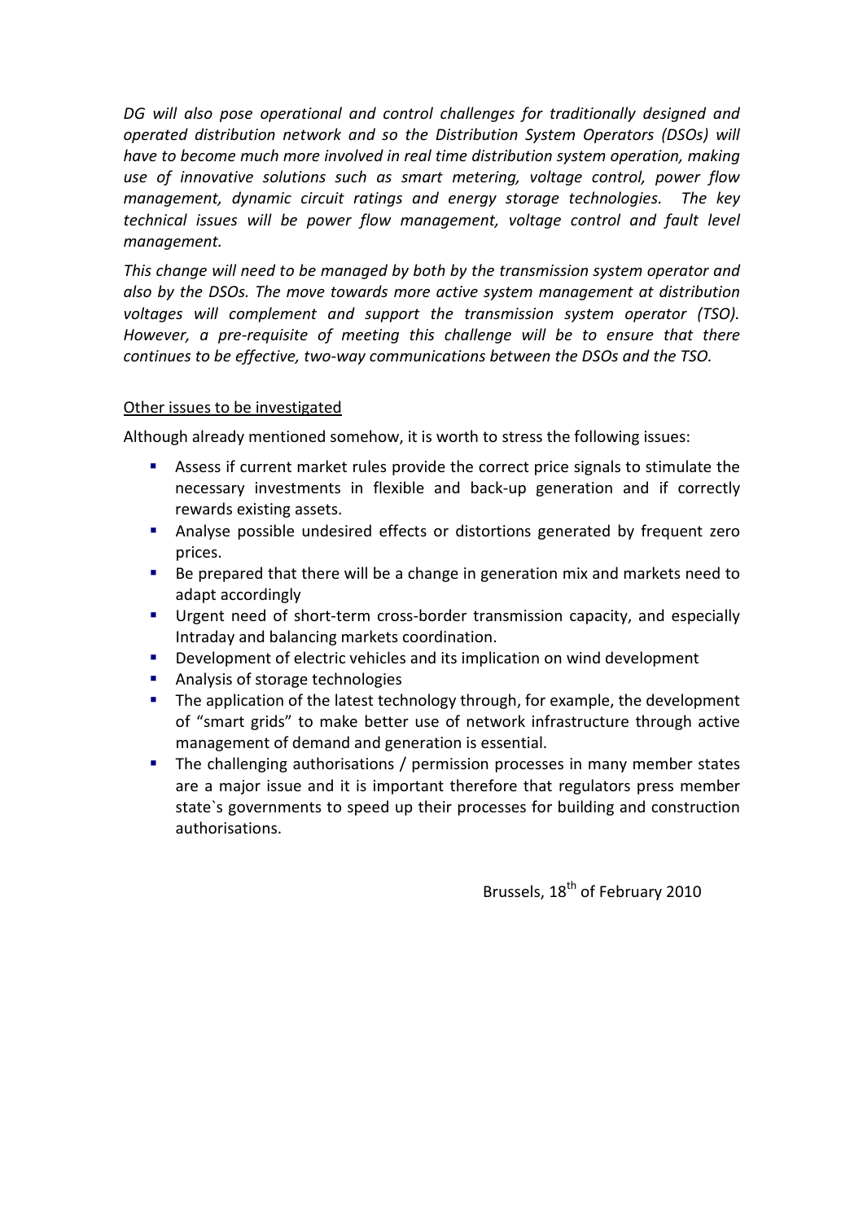*DG will also pose operational and control challenges for traditionally designed and operated distribution network and so the Distribution System Operators (DSOs) will have to become much more involved in real time distribution system operation, making use of innovative solutions such as smart metering, voltage control, power flow management, dynamic circuit ratings and energy storage technologies. The key technical issues will be power flow management, voltage control and fault level management.*

*This change will need to be managed by both by the transmission system operator and also by the DSOs. The move towards more active system management at distribution voltages will complement and support the transmission system operator (TSO). However, a pre-requisite of meeting this challenge will be to ensure that there continues to be effective, two-way communications between the DSOs and the TSO.*

<u>Other issues to be investigated</u>

Although already mentioned somehow, it is worth to stress the following issues:

- Assess if current market rules provide the correct price signals to stimulate the necessary investments in flexible and back-up generation and if correctly rewards existing assets.
- Analyse possible undesired effects or distortions generated by frequent zero prices.
- Be prepared that there will be a change in generation mix and markets need to adapt accordingly
- Urgent need of short-term cross-border transmission capacity, and especially Intraday and balancing markets coordination.
- Development of electric vehicles and its implication on wind development
- Analysis of storage technologies
- The application of the latest technology through, for example, the development of "smart grids" to make better use of network infrastructure through active management of demand and generation is essential.
- The challenging authorisations / permission processes in many member states are a major issue and it is important therefore that regulators press member state`s governments to speed up their processes for building and construction authorisations.

Brussels, 18th of February 2010